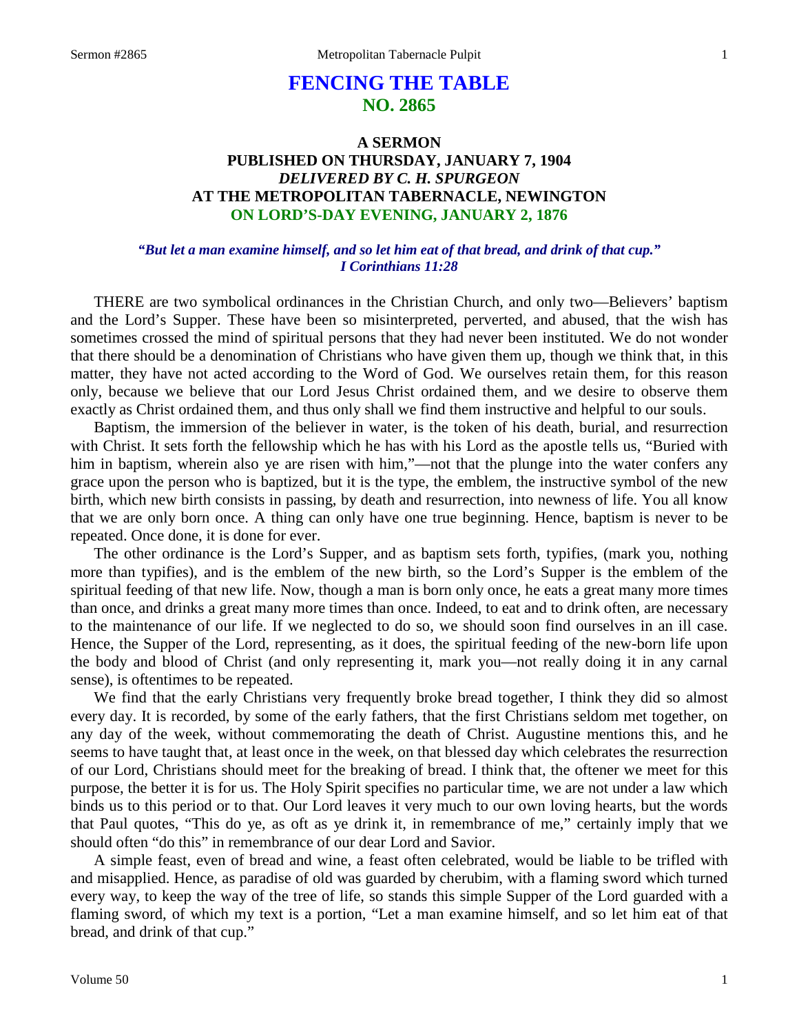# FENCING THE TABLE
## NO. 2865

### A SERMON
### PUBLISHED ON THURSDAY, JANUARY 7, 1904
### *DELIVERED BY C. H. SPURGEON*
### AT THE METROPOLITAN TABERNACLE, NEWINGTON
### ON LORD'S-DAY EVENING, JANUARY 2, 1876

***"But let a man examine himself, and so let him eat of that bread, and drink of that cup." I Corinthians 11:28***

THERE are two symbolical ordinances in the Christian Church, and only two—Believers' baptism and the Lord's Supper. These have been so misinterpreted, perverted, and abused, that the wish has sometimes crossed the mind of spiritual persons that they had never been instituted. We do not wonder that there should be a denomination of Christians who have given them up, though we think that, in this matter, they have not acted according to the Word of God. We ourselves retain them, for this reason only, because we believe that our Lord Jesus Christ ordained them, and we desire to observe them exactly as Christ ordained them, and thus only shall we find them instructive and helpful to our souls.

Baptism, the immersion of the believer in water, is the token of his death, burial, and resurrection with Christ. It sets forth the fellowship which he has with his Lord as the apostle tells us, "Buried with him in baptism, wherein also ye are risen with him,"—not that the plunge into the water confers any grace upon the person who is baptized, but it is the type, the emblem, the instructive symbol of the new birth, which new birth consists in passing, by death and resurrection, into newness of life. You all know that we are only born once. A thing can only have one true beginning. Hence, baptism is never to be repeated. Once done, it is done for ever.

The other ordinance is the Lord's Supper, and as baptism sets forth, typifies, (mark you, nothing more than typifies), and is the emblem of the new birth, so the Lord's Supper is the emblem of the spiritual feeding of that new life. Now, though a man is born only once, he eats a great many more times than once, and drinks a great many more times than once. Indeed, to eat and to drink often, are necessary to the maintenance of our life. If we neglected to do so, we should soon find ourselves in an ill case. Hence, the Supper of the Lord, representing, as it does, the spiritual feeding of the new-born life upon the body and blood of Christ (and only representing it, mark you—not really doing it in any carnal sense), is oftentimes to be repeated.

We find that the early Christians very frequently broke bread together, I think they did so almost every day. It is recorded, by some of the early fathers, that the first Christians seldom met together, on any day of the week, without commemorating the death of Christ. Augustine mentions this, and he seems to have taught that, at least once in the week, on that blessed day which celebrates the resurrection of our Lord, Christians should meet for the breaking of bread. I think that, the oftener we meet for this purpose, the better it is for us. The Holy Spirit specifies no particular time, we are not under a law which binds us to this period or to that. Our Lord leaves it very much to our own loving hearts, but the words that Paul quotes, "This do ye, as oft as ye drink it, in remembrance of me," certainly imply that we should often "do this" in remembrance of our dear Lord and Savior.

A simple feast, even of bread and wine, a feast often celebrated, would be liable to be trifled with and misapplied. Hence, as paradise of old was guarded by cherubim, with a flaming sword which turned every way, to keep the way of the tree of life, so stands this simple Supper of the Lord guarded with a flaming sword, of which my text is a portion, "Let a man examine himself, and so let him eat of that bread, and drink of that cup."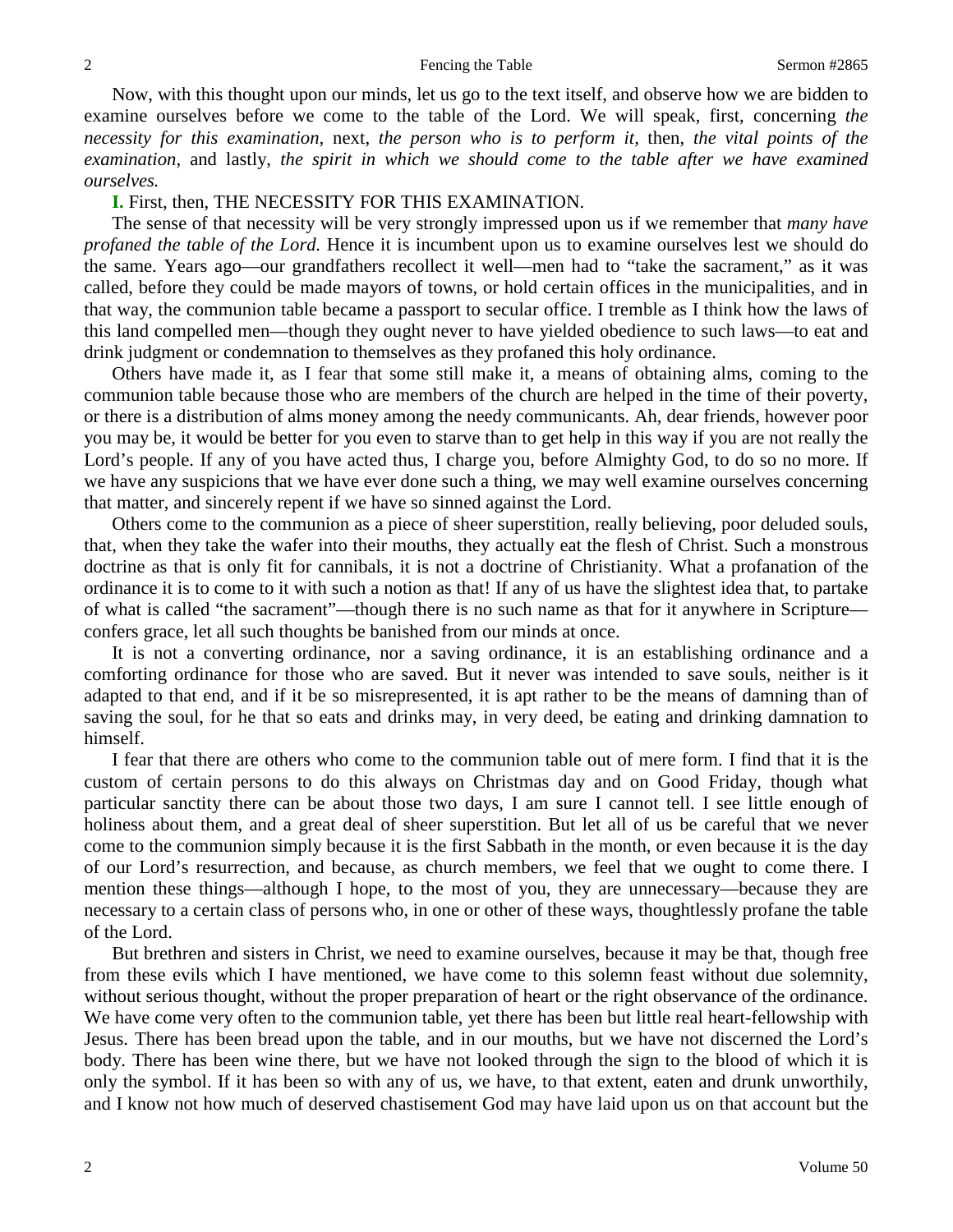Now, with this thought upon our minds, let us go to the text itself, and observe how we are bidden to examine ourselves before we come to the table of the Lord. We will speak, first, concerning *the necessity for this examination,* next, *the person who is to perform it,* then, *the vital points of the examination,* and lastly, *the spirit in which we should come to the table after we have examined ourselves.*

**I.** First, then, THE NECESSITY FOR THIS EXAMINATION.

The sense of that necessity will be very strongly impressed upon us if we remember that *many have profaned the table of the Lord.* Hence it is incumbent upon us to examine ourselves lest we should do the same. Years ago—our grandfathers recollect it well—men had to "take the sacrament," as it was called, before they could be made mayors of towns, or hold certain offices in the municipalities, and in that way, the communion table became a passport to secular office. I tremble as I think how the laws of this land compelled men—though they ought never to have yielded obedience to such laws—to eat and drink judgment or condemnation to themselves as they profaned this holy ordinance.

Others have made it, as I fear that some still make it, a means of obtaining alms, coming to the communion table because those who are members of the church are helped in the time of their poverty, or there is a distribution of alms money among the needy communicants. Ah, dear friends, however poor you may be, it would be better for you even to starve than to get help in this way if you are not really the Lord's people. If any of you have acted thus, I charge you, before Almighty God, to do so no more. If we have any suspicions that we have ever done such a thing, we may well examine ourselves concerning that matter, and sincerely repent if we have so sinned against the Lord.

Others come to the communion as a piece of sheer superstition, really believing, poor deluded souls, that, when they take the wafer into their mouths, they actually eat the flesh of Christ. Such a monstrous doctrine as that is only fit for cannibals, it is not a doctrine of Christianity. What a profanation of the ordinance it is to come to it with such a notion as that! If any of us have the slightest idea that, to partake of what is called "the sacrament"—though there is no such name as that for it anywhere in Scripture—confers grace, let all such thoughts be banished from our minds at once.

It is not a converting ordinance, nor a saving ordinance, it is an establishing ordinance and a comforting ordinance for those who are saved. But it never was intended to save souls, neither is it adapted to that end, and if it be so misrepresented, it is apt rather to be the means of damning than of saving the soul, for he that so eats and drinks may, in very deed, be eating and drinking damnation to himself.

I fear that there are others who come to the communion table out of mere form. I find that it is the custom of certain persons to do this always on Christmas day and on Good Friday, though what particular sanctity there can be about those two days, I am sure I cannot tell. I see little enough of holiness about them, and a great deal of sheer superstition. But let all of us be careful that we never come to the communion simply because it is the first Sabbath in the month, or even because it is the day of our Lord's resurrection, and because, as church members, we feel that we ought to come there. I mention these things—although I hope, to the most of you, they are unnecessary—because they are necessary to a certain class of persons who, in one or other of these ways, thoughtlessly profane the table of the Lord.

But brethren and sisters in Christ, we need to examine ourselves, because it may be that, though free from these evils which I have mentioned, we have come to this solemn feast without due solemnity, without serious thought, without the proper preparation of heart or the right observance of the ordinance. We have come very often to the communion table, yet there has been but little real heart-fellowship with Jesus. There has been bread upon the table, and in our mouths, but we have not discerned the Lord's body. There has been wine there, but we have not looked through the sign to the blood of which it is only the symbol. If it has been so with any of us, we have, to that extent, eaten and drunk unworthily, and I know not how much of deserved chastisement God may have laid upon us on that account but the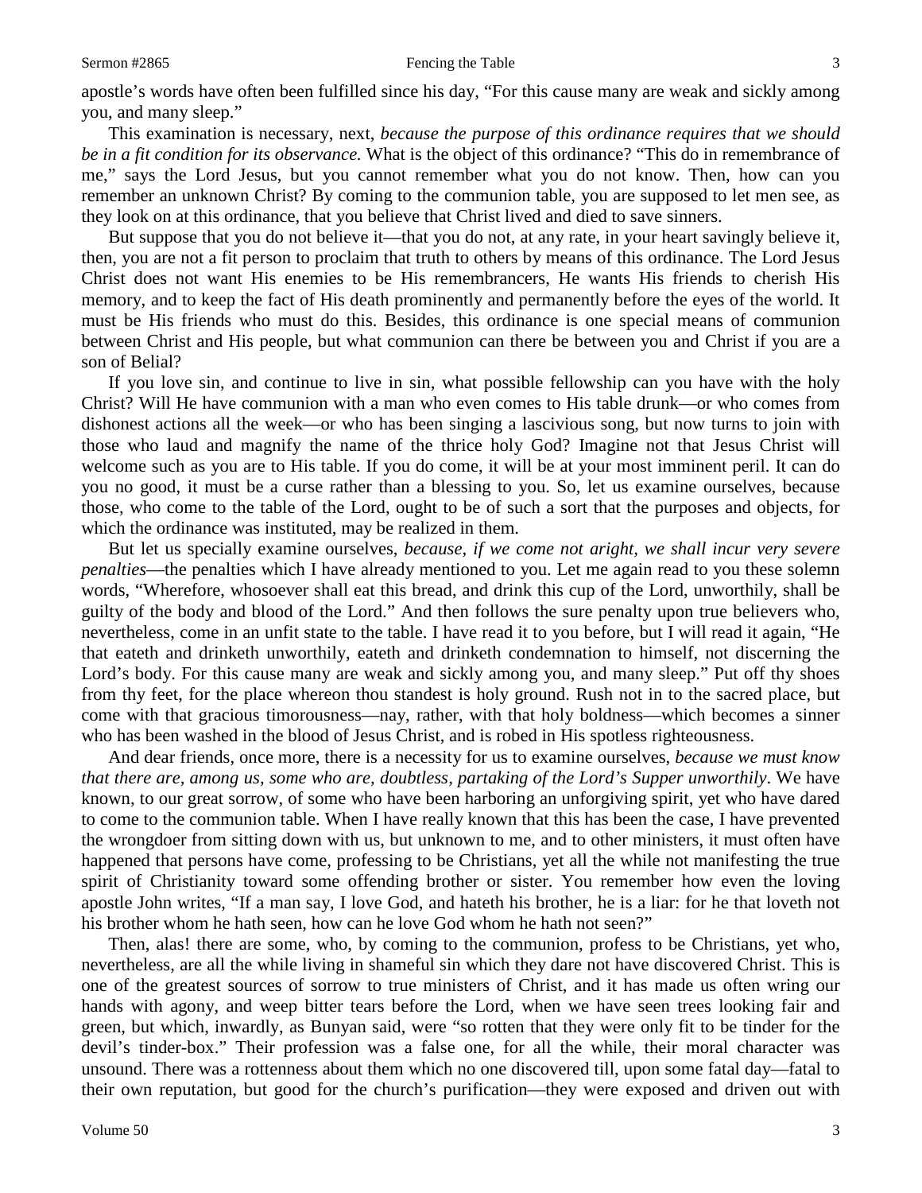apostle's words have often been fulfilled since his day, "For this cause many are weak and sickly among you, and many sleep."

This examination is necessary, next, *because the purpose of this ordinance requires that we should be in a fit condition for its observance.* What is the object of this ordinance? "This do in remembrance of me," says the Lord Jesus, but you cannot remember what you do not know. Then, how can you remember an unknown Christ? By coming to the communion table, you are supposed to let men see, as they look on at this ordinance, that you believe that Christ lived and died to save sinners.

But suppose that you do not believe it—that you do not, at any rate, in your heart savingly believe it, then, you are not a fit person to proclaim that truth to others by means of this ordinance. The Lord Jesus Christ does not want His enemies to be His remembrancers, He wants His friends to cherish His memory, and to keep the fact of His death prominently and permanently before the eyes of the world. It must be His friends who must do this. Besides, this ordinance is one special means of communion between Christ and His people, but what communion can there be between you and Christ if you are a son of Belial?

If you love sin, and continue to live in sin, what possible fellowship can you have with the holy Christ? Will He have communion with a man who even comes to His table drunk—or who comes from dishonest actions all the week—or who has been singing a lascivious song, but now turns to join with those who laud and magnify the name of the thrice holy God? Imagine not that Jesus Christ will welcome such as you are to His table. If you do come, it will be at your most imminent peril. It can do you no good, it must be a curse rather than a blessing to you. So, let us examine ourselves, because those, who come to the table of the Lord, ought to be of such a sort that the purposes and objects, for which the ordinance was instituted, may be realized in them.

But let us specially examine ourselves, *because, if we come not aright, we shall incur very severe penalties*—the penalties which I have already mentioned to you. Let me again read to you these solemn words, "Wherefore, whosoever shall eat this bread, and drink this cup of the Lord, unworthily, shall be guilty of the body and blood of the Lord." And then follows the sure penalty upon true believers who, nevertheless, come in an unfit state to the table. I have read it to you before, but I will read it again, "He that eateth and drinketh unworthily, eateth and drinketh condemnation to himself, not discerning the Lord's body. For this cause many are weak and sickly among you, and many sleep." Put off thy shoes from thy feet, for the place whereon thou standest is holy ground. Rush not in to the sacred place, but come with that gracious timorousness—nay, rather, with that holy boldness—which becomes a sinner who has been washed in the blood of Jesus Christ, and is robed in His spotless righteousness.

And dear friends, once more, there is a necessity for us to examine ourselves, *because we must know that there are, among us, some who are, doubtless, partaking of the Lord's Supper unworthily*. We have known, to our great sorrow, of some who have been harboring an unforgiving spirit, yet who have dared to come to the communion table. When I have really known that this has been the case, I have prevented the wrongdoer from sitting down with us, but unknown to me, and to other ministers, it must often have happened that persons have come, professing to be Christians, yet all the while not manifesting the true spirit of Christianity toward some offending brother or sister. You remember how even the loving apostle John writes, "If a man say, I love God, and hateth his brother, he is a liar: for he that loveth not his brother whom he hath seen, how can he love God whom he hath not seen?"

Then, alas! there are some, who, by coming to the communion, profess to be Christians, yet who, nevertheless, are all the while living in shameful sin which they dare not have discovered Christ. This is one of the greatest sources of sorrow to true ministers of Christ, and it has made us often wring our hands with agony, and weep bitter tears before the Lord, when we have seen trees looking fair and green, but which, inwardly, as Bunyan said, were "so rotten that they were only fit to be tinder for the devil's tinder-box." Their profession was a false one, for all the while, their moral character was unsound. There was a rottenness about them which no one discovered till, upon some fatal day—fatal to their own reputation, but good for the church's purification—they were exposed and driven out with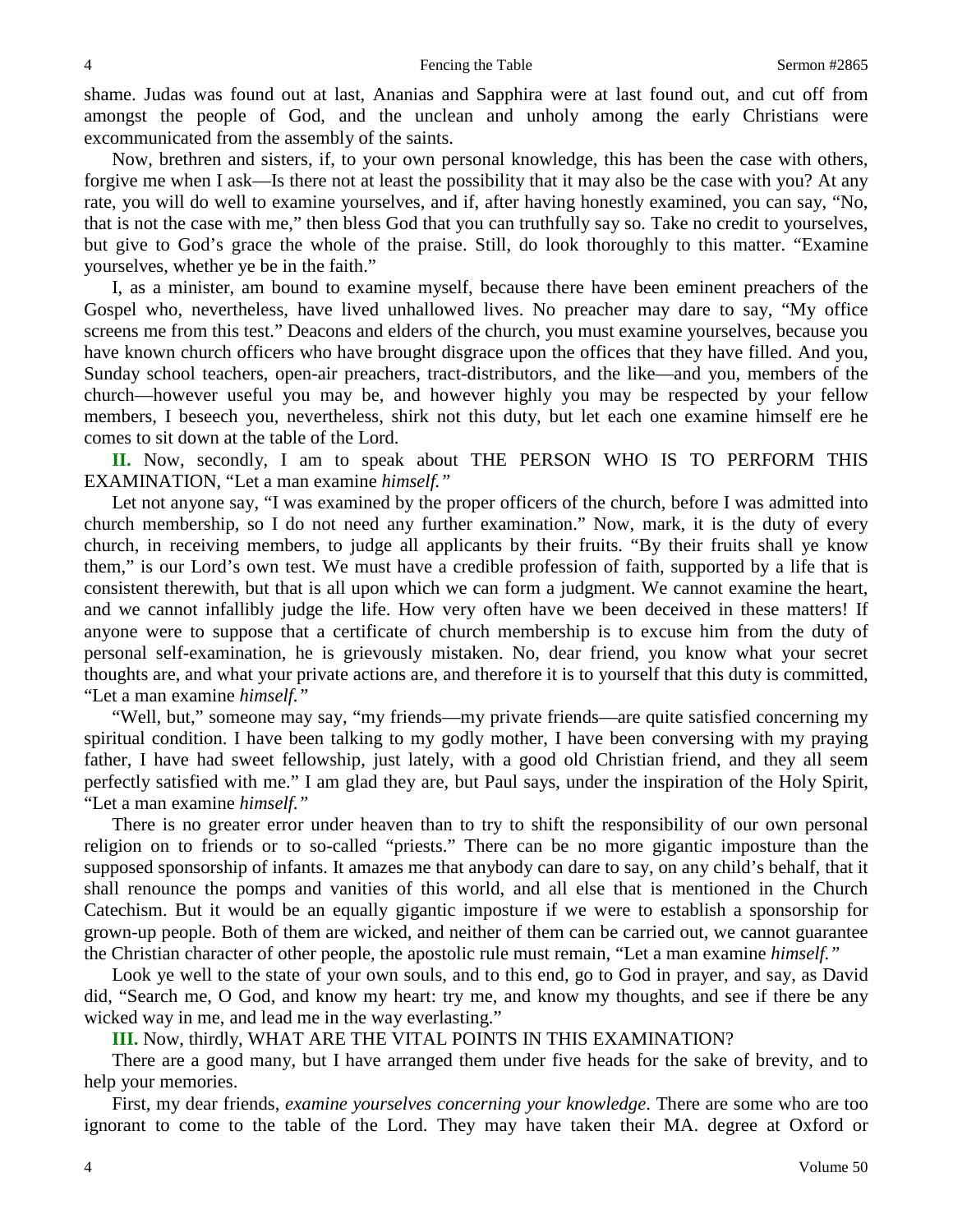shame. Judas was found out at last, Ananias and Sapphira were at last found out, and cut off from amongst the people of God, and the unclean and unholy among the early Christians were excommunicated from the assembly of the saints.

Now, brethren and sisters, if, to your own personal knowledge, this has been the case with others, forgive me when I ask—Is there not at least the possibility that it may also be the case with you? At any rate, you will do well to examine yourselves, and if, after having honestly examined, you can say, "No, that is not the case with me," then bless God that you can truthfully say so. Take no credit to yourselves, but give to God's grace the whole of the praise. Still, do look thoroughly to this matter. "Examine yourselves, whether ye be in the faith."

I, as a minister, am bound to examine myself, because there have been eminent preachers of the Gospel who, nevertheless, have lived unhallowed lives. No preacher may dare to say, "My office screens me from this test." Deacons and elders of the church, you must examine yourselves, because you have known church officers who have brought disgrace upon the offices that they have filled. And you, Sunday school teachers, open-air preachers, tract-distributors, and the like—and you, members of the church—however useful you may be, and however highly you may be respected by your fellow members, I beseech you, nevertheless, shirk not this duty, but let each one examine himself ere he comes to sit down at the table of the Lord.

**II.** Now, secondly, I am to speak about THE PERSON WHO IS TO PERFORM THIS EXAMINATION, "Let a man examine *himself.*"

Let not anyone say, "I was examined by the proper officers of the church, before I was admitted into church membership, so I do not need any further examination." Now, mark, it is the duty of every church, in receiving members, to judge all applicants by their fruits. "By their fruits shall ye know them," is our Lord's own test. We must have a credible profession of faith, supported by a life that is consistent therewith, but that is all upon which we can form a judgment. We cannot examine the heart, and we cannot infallibly judge the life. How very often have we been deceived in these matters! If anyone were to suppose that a certificate of church membership is to excuse him from the duty of personal self-examination, he is grievously mistaken. No, dear friend, you know what your secret thoughts are, and what your private actions are, and therefore it is to yourself that this duty is committed, "Let a man examine *himself.*"

"Well, but," someone may say, "my friends—my private friends—are quite satisfied concerning my spiritual condition. I have been talking to my godly mother, I have been conversing with my praying father, I have had sweet fellowship, just lately, with a good old Christian friend, and they all seem perfectly satisfied with me." I am glad they are, but Paul says, under the inspiration of the Holy Spirit, "Let a man examine *himself.*"

There is no greater error under heaven than to try to shift the responsibility of our own personal religion on to friends or to so-called "priests." There can be no more gigantic imposture than the supposed sponsorship of infants. It amazes me that anybody can dare to say, on any child's behalf, that it shall renounce the pomps and vanities of this world, and all else that is mentioned in the Church Catechism. But it would be an equally gigantic imposture if we were to establish a sponsorship for grown-up people. Both of them are wicked, and neither of them can be carried out, we cannot guarantee the Christian character of other people, the apostolic rule must remain, "Let a man examine *himself.*"

Look ye well to the state of your own souls, and to this end, go to God in prayer, and say, as David did, "Search me, O God, and know my heart: try me, and know my thoughts, and see if there be any wicked way in me, and lead me in the way everlasting."

**III.** Now, thirdly, WHAT ARE THE VITAL POINTS IN THIS EXAMINATION?

There are a good many, but I have arranged them under five heads for the sake of brevity, and to help your memories.

First, my dear friends, *examine yourselves concerning your knowledge*. There are some who are too ignorant to come to the table of the Lord. They may have taken their MA. degree at Oxford or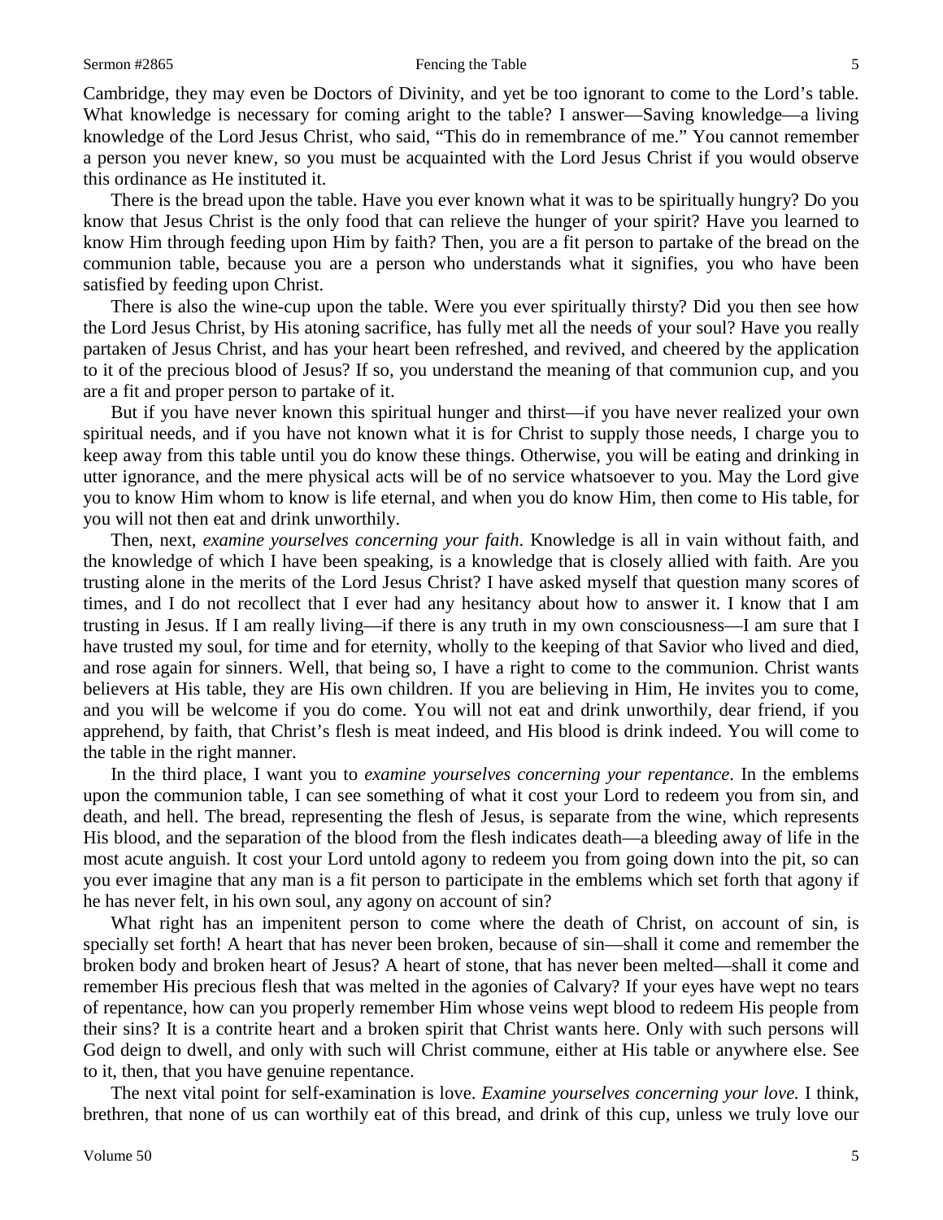Cambridge, they may even be Doctors of Divinity, and yet be too ignorant to come to the Lord's table. What knowledge is necessary for coming aright to the table? I answer—Saving knowledge—a living knowledge of the Lord Jesus Christ, who said, "This do in remembrance of me." You cannot remember a person you never knew, so you must be acquainted with the Lord Jesus Christ if you would observe this ordinance as He instituted it.

There is the bread upon the table. Have you ever known what it was to be spiritually hungry? Do you know that Jesus Christ is the only food that can relieve the hunger of your spirit? Have you learned to know Him through feeding upon Him by faith? Then, you are a fit person to partake of the bread on the communion table, because you are a person who understands what it signifies, you who have been satisfied by feeding upon Christ.

There is also the wine-cup upon the table. Were you ever spiritually thirsty? Did you then see how the Lord Jesus Christ, by His atoning sacrifice, has fully met all the needs of your soul? Have you really partaken of Jesus Christ, and has your heart been refreshed, and revived, and cheered by the application to it of the precious blood of Jesus? If so, you understand the meaning of that communion cup, and you are a fit and proper person to partake of it.

But if you have never known this spiritual hunger and thirst—if you have never realized your own spiritual needs, and if you have not known what it is for Christ to supply those needs, I charge you to keep away from this table until you do know these things. Otherwise, you will be eating and drinking in utter ignorance, and the mere physical acts will be of no service whatsoever to you. May the Lord give you to know Him whom to know is life eternal, and when you do know Him, then come to His table, for you will not then eat and drink unworthily.

Then, next, *examine yourselves concerning your faith*. Knowledge is all in vain without faith, and the knowledge of which I have been speaking, is a knowledge that is closely allied with faith. Are you trusting alone in the merits of the Lord Jesus Christ? I have asked myself that question many scores of times, and I do not recollect that I ever had any hesitancy about how to answer it. I know that I am trusting in Jesus. If I am really living—if there is any truth in my own consciousness—I am sure that I have trusted my soul, for time and for eternity, wholly to the keeping of that Savior who lived and died, and rose again for sinners. Well, that being so, I have a right to come to the communion. Christ wants believers at His table, they are His own children. If you are believing in Him, He invites you to come, and you will be welcome if you do come. You will not eat and drink unworthily, dear friend, if you apprehend, by faith, that Christ's flesh is meat indeed, and His blood is drink indeed. You will come to the table in the right manner.

In the third place, I want you to *examine yourselves concerning your repentance*. In the emblems upon the communion table, I can see something of what it cost your Lord to redeem you from sin, and death, and hell. The bread, representing the flesh of Jesus, is separate from the wine, which represents His blood, and the separation of the blood from the flesh indicates death—a bleeding away of life in the most acute anguish. It cost your Lord untold agony to redeem you from going down into the pit, so can you ever imagine that any man is a fit person to participate in the emblems which set forth that agony if he has never felt, in his own soul, any agony on account of sin?

What right has an impenitent person to come where the death of Christ, on account of sin, is specially set forth! A heart that has never been broken, because of sin—shall it come and remember the broken body and broken heart of Jesus? A heart of stone, that has never been melted—shall it come and remember His precious flesh that was melted in the agonies of Calvary? If your eyes have wept no tears of repentance, how can you properly remember Him whose veins wept blood to redeem His people from their sins? It is a contrite heart and a broken spirit that Christ wants here. Only with such persons will God deign to dwell, and only with such will Christ commune, either at His table or anywhere else. See to it, then, that you have genuine repentance.

The next vital point for self-examination is love. *Examine yourselves concerning your love.* I think, brethren, that none of us can worthily eat of this bread, and drink of this cup, unless we truly love our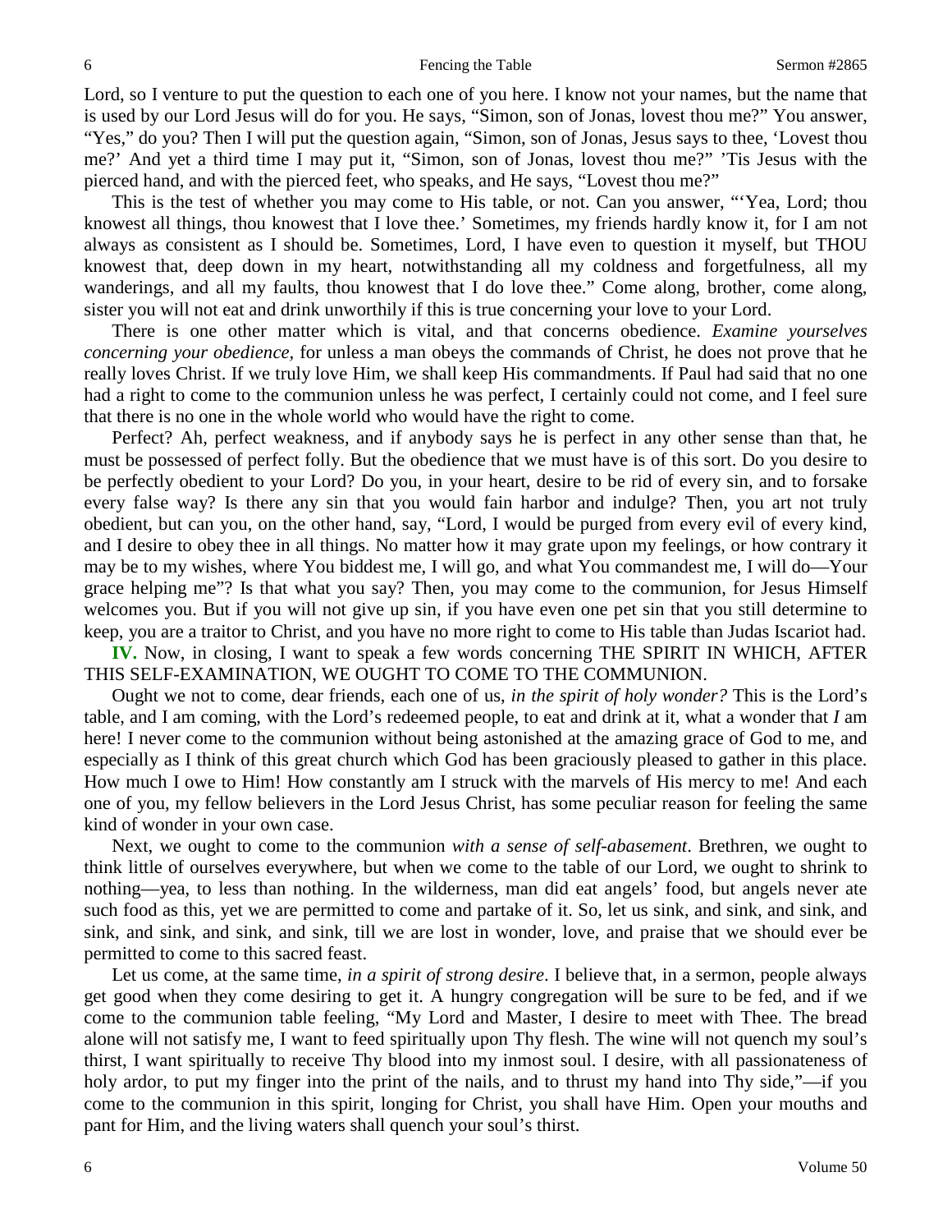Lord, so I venture to put the question to each one of you here. I know not your names, but the name that is used by our Lord Jesus will do for you. He says, "Simon, son of Jonas, lovest thou me?" You answer, "Yes," do you? Then I will put the question again, "Simon, son of Jonas, Jesus says to thee, 'Lovest thou me?' And yet a third time I may put it, "Simon, son of Jonas, lovest thou me?" 'Tis Jesus with the pierced hand, and with the pierced feet, who speaks, and He says, "Lovest thou me?"

This is the test of whether you may come to His table, or not. Can you answer, "'Yea, Lord; thou knowest all things, thou knowest that I love thee.' Sometimes, my friends hardly know it, for I am not always as consistent as I should be. Sometimes, Lord, I have even to question it myself, but THOU knowest that, deep down in my heart, notwithstanding all my coldness and forgetfulness, all my wanderings, and all my faults, thou knowest that I do love thee." Come along, brother, come along, sister you will not eat and drink unworthily if this is true concerning your love to your Lord.

There is one other matter which is vital, and that concerns obedience. *Examine yourselves concerning your obedience,* for unless a man obeys the commands of Christ, he does not prove that he really loves Christ. If we truly love Him, we shall keep His commandments. If Paul had said that no one had a right to come to the communion unless he was perfect, I certainly could not come, and I feel sure that there is no one in the whole world who would have the right to come.

Perfect? Ah, perfect weakness, and if anybody says he is perfect in any other sense than that, he must be possessed of perfect folly. But the obedience that we must have is of this sort. Do you desire to be perfectly obedient to your Lord? Do you, in your heart, desire to be rid of every sin, and to forsake every false way? Is there any sin that you would fain harbor and indulge? Then, you art not truly obedient, but can you, on the other hand, say, "Lord, I would be purged from every evil of every kind, and I desire to obey thee in all things. No matter how it may grate upon my feelings, or how contrary it may be to my wishes, where You biddest me, I will go, and what You commandest me, I will do—Your grace helping me"? Is that what you say? Then, you may come to the communion, for Jesus Himself welcomes you. But if you will not give up sin, if you have even one pet sin that you still determine to keep, you are a traitor to Christ, and you have no more right to come to His table than Judas Iscariot had.

**IV.** Now, in closing, I want to speak a few words concerning THE SPIRIT IN WHICH, AFTER THIS SELF-EXAMINATION, WE OUGHT TO COME TO THE COMMUNION.

Ought we not to come, dear friends, each one of us, *in the spirit of holy wonder?* This is the Lord's table, and I am coming, with the Lord's redeemed people, to eat and drink at it, what a wonder that *I* am here! I never come to the communion without being astonished at the amazing grace of God to me, and especially as I think of this great church which God has been graciously pleased to gather in this place. How much I owe to Him! How constantly am I struck with the marvels of His mercy to me! And each one of you, my fellow believers in the Lord Jesus Christ, has some peculiar reason for feeling the same kind of wonder in your own case.

Next, we ought to come to the communion *with a sense of self-abasement*. Brethren, we ought to think little of ourselves everywhere, but when we come to the table of our Lord, we ought to shrink to nothing—yea, to less than nothing. In the wilderness, man did eat angels' food, but angels never ate such food as this, yet we are permitted to come and partake of it. So, let us sink, and sink, and sink, and sink, and sink, and sink, and sink, till we are lost in wonder, love, and praise that we should ever be permitted to come to this sacred feast.

Let us come, at the same time, *in a spirit of strong desire*. I believe that, in a sermon, people always get good when they come desiring to get it. A hungry congregation will be sure to be fed, and if we come to the communion table feeling, "My Lord and Master, I desire to meet with Thee. The bread alone will not satisfy me, I want to feed spiritually upon Thy flesh. The wine will not quench my soul's thirst, I want spiritually to receive Thy blood into my inmost soul. I desire, with all passionateness of holy ardor, to put my finger into the print of the nails, and to thrust my hand into Thy side,"—if you come to the communion in this spirit, longing for Christ, you shall have Him. Open your mouths and pant for Him, and the living waters shall quench your soul's thirst.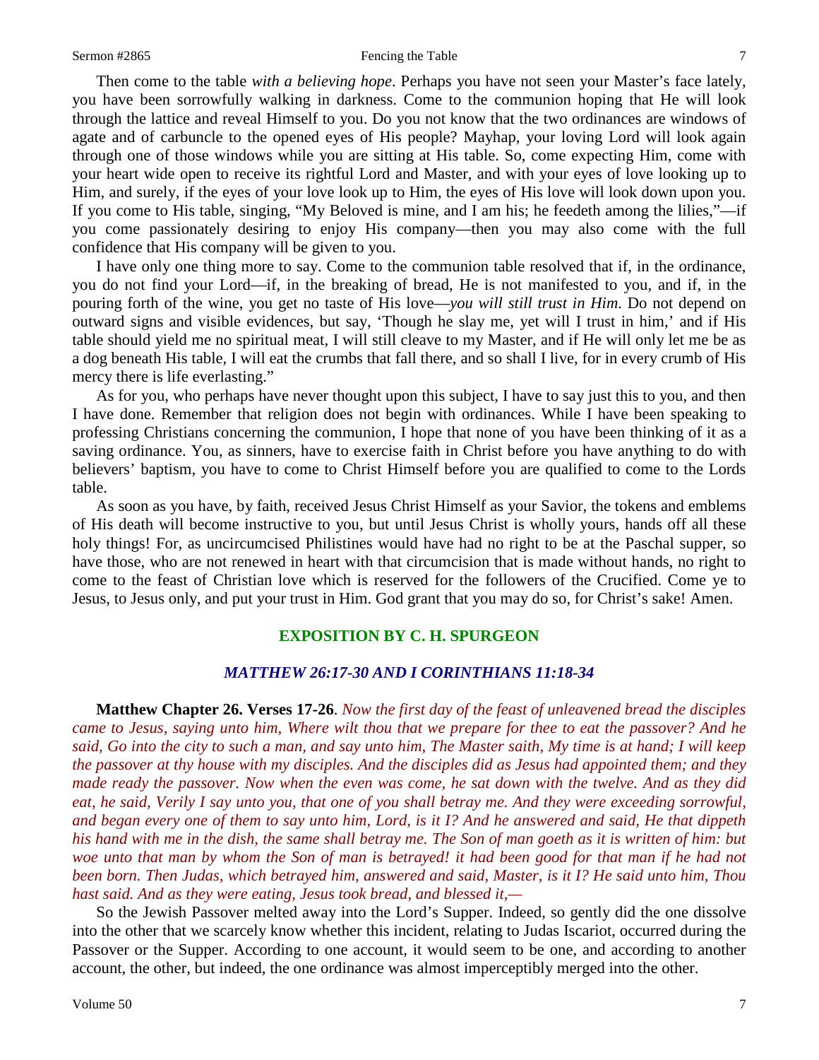Then come to the table *with a believing hope*. Perhaps you have not seen your Master's face lately, you have been sorrowfully walking in darkness. Come to the communion hoping that He will look through the lattice and reveal Himself to you. Do you not know that the two ordinances are windows of agate and of carbuncle to the opened eyes of His people? Mayhap, your loving Lord will look again through one of those windows while you are sitting at His table. So, come expecting Him, come with your heart wide open to receive its rightful Lord and Master, and with your eyes of love looking up to Him, and surely, if the eyes of your love look up to Him, the eyes of His love will look down upon you. If you come to His table, singing, "My Beloved is mine, and I am his; he feedeth among the lilies,"—if you come passionately desiring to enjoy His company—then you may also come with the full confidence that His company will be given to you.

I have only one thing more to say. Come to the communion table resolved that if, in the ordinance, you do not find your Lord—if, in the breaking of bread, He is not manifested to you, and if, in the pouring forth of the wine, you get no taste of His love—*you will still trust in Him*. Do not depend on outward signs and visible evidences, but say, 'Though he slay me, yet will I trust in him,' and if His table should yield me no spiritual meat, I will still cleave to my Master, and if He will only let me be as a dog beneath His table, I will eat the crumbs that fall there, and so shall I live, for in every crumb of His mercy there is life everlasting."

As for you, who perhaps have never thought upon this subject, I have to say just this to you, and then I have done. Remember that religion does not begin with ordinances. While I have been speaking to professing Christians concerning the communion, I hope that none of you have been thinking of it as a saving ordinance. You, as sinners, have to exercise faith in Christ before you have anything to do with believers' baptism, you have to come to Christ Himself before you are qualified to come to the Lords table.

As soon as you have, by faith, received Jesus Christ Himself as your Savior, the tokens and emblems of His death will become instructive to you, but until Jesus Christ is wholly yours, hands off all these holy things! For, as uncircumcised Philistines would have had no right to be at the Paschal supper, so have those, who are not renewed in heart with that circumcision that is made without hands, no right to come to the feast of Christian love which is reserved for the followers of the Crucified. Come ye to Jesus, to Jesus only, and put your trust in Him. God grant that you may do so, for Christ's sake! Amen.

## EXPOSITION BY C. H. SPURGEON

### *MATTHEW 26:17-30 AND I CORINTHIANS 11:18-34*

**Matthew Chapter 26. Verses 17-26**. *Now the first day of the feast of unleavened bread the disciples came to Jesus, saying unto him, Where wilt thou that we prepare for thee to eat the passover? And he said, Go into the city to such a man, and say unto him, The Master saith, My time is at hand; I will keep the passover at thy house with my disciples. And the disciples did as Jesus had appointed them; and they made ready the passover. Now when the even was come, he sat down with the twelve. And as they did eat, he said, Verily I say unto you, that one of you shall betray me. And they were exceeding sorrowful, and began every one of them to say unto him, Lord, is it I? And he answered and said, He that dippeth his hand with me in the dish, the same shall betray me. The Son of man goeth as it is written of him: but woe unto that man by whom the Son of man is betrayed! it had been good for that man if he had not been born. Then Judas, which betrayed him, answered and said, Master, is it I? He said unto him, Thou hast said. And as they were eating, Jesus took bread, and blessed it,—*

So the Jewish Passover melted away into the Lord's Supper. Indeed, so gently did the one dissolve into the other that we scarcely know whether this incident, relating to Judas Iscariot, occurred during the Passover or the Supper. According to one account, it would seem to be one, and according to another account, the other, but indeed, the one ordinance was almost imperceptibly merged into the other.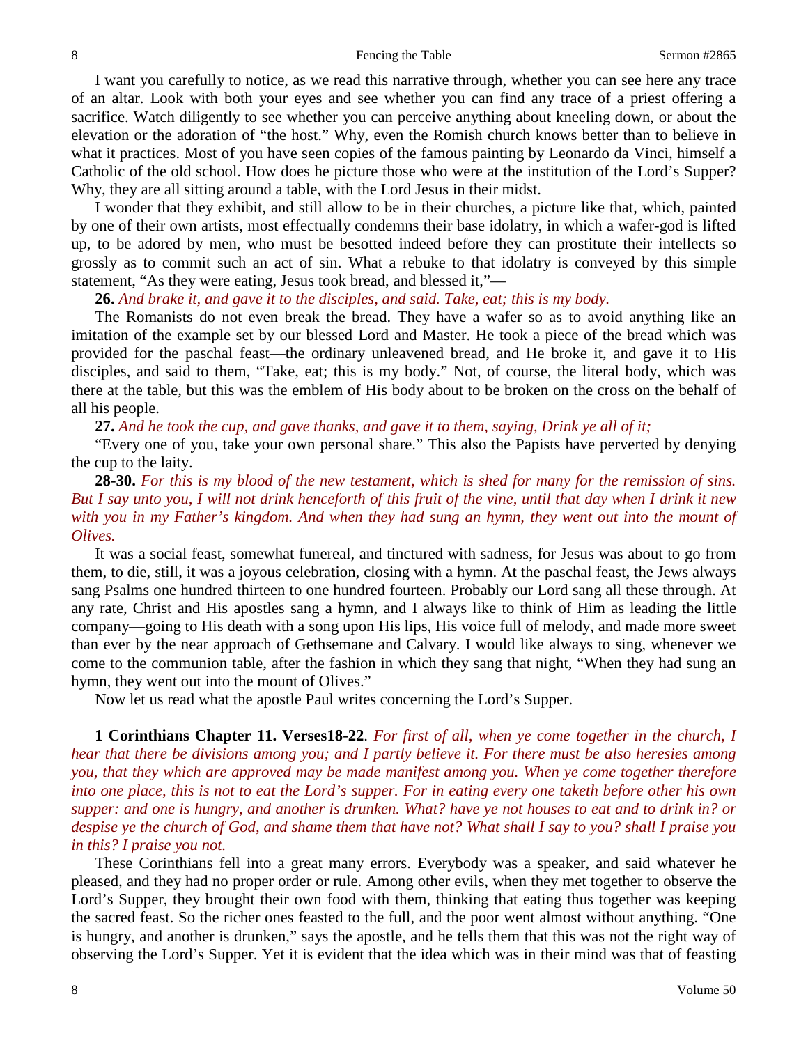I want you carefully to notice, as we read this narrative through, whether you can see here any trace of an altar. Look with both your eyes and see whether you can find any trace of a priest offering a sacrifice. Watch diligently to see whether you can perceive anything about kneeling down, or about the elevation or the adoration of "the host." Why, even the Romish church knows better than to believe in what it practices. Most of you have seen copies of the famous painting by Leonardo da Vinci, himself a Catholic of the old school. How does he picture those who were at the institution of the Lord's Supper? Why, they are all sitting around a table, with the Lord Jesus in their midst.

I wonder that they exhibit, and still allow to be in their churches, a picture like that, which, painted by one of their own artists, most effectually condemns their base idolatry, in which a wafer-god is lifted up, to be adored by men, who must be besotted indeed before they can prostitute their intellects so grossly as to commit such an act of sin. What a rebuke to that idolatry is conveyed by this simple statement, "As they were eating, Jesus took bread, and blessed it,"—

**26.** *And brake it, and gave it to the disciples, and said. Take, eat; this is my body.*

The Romanists do not even break the bread. They have a wafer so as to avoid anything like an imitation of the example set by our blessed Lord and Master. He took a piece of the bread which was provided for the paschal feast—the ordinary unleavened bread, and He broke it, and gave it to His disciples, and said to them, "Take, eat; this is my body." Not, of course, the literal body, which was there at the table, but this was the emblem of His body about to be broken on the cross on the behalf of all his people.

**27.** *And he took the cup, and gave thanks, and gave it to them, saying, Drink ye all of it;*

"Every one of you, take your own personal share." This also the Papists have perverted by denying the cup to the laity.

**28-30.** *For this is my blood of the new testament, which is shed for many for the remission of sins. But I say unto you, I will not drink henceforth of this fruit of the vine, until that day when I drink it new with you in my Father's kingdom. And when they had sung an hymn, they went out into the mount of Olives.*

It was a social feast, somewhat funereal, and tinctured with sadness, for Jesus was about to go from them, to die, still, it was a joyous celebration, closing with a hymn. At the paschal feast, the Jews always sang Psalms one hundred thirteen to one hundred fourteen. Probably our Lord sang all these through. At any rate, Christ and His apostles sang a hymn, and I always like to think of Him as leading the little company—going to His death with a song upon His lips, His voice full of melody, and made more sweet than ever by the near approach of Gethsemane and Calvary. I would like always to sing, whenever we come to the communion table, after the fashion in which they sang that night, "When they had sung an hymn, they went out into the mount of Olives."

Now let us read what the apostle Paul writes concerning the Lord's Supper.

**1 Corinthians Chapter 11. Verses18-22**. *For first of all, when ye come together in the church, I hear that there be divisions among you; and I partly believe it. For there must be also heresies among you, that they which are approved may be made manifest among you. When ye come together therefore into one place, this is not to eat the Lord's supper. For in eating every one taketh before other his own supper: and one is hungry, and another is drunken. What? have ye not houses to eat and to drink in? or despise ye the church of God, and shame them that have not? What shall I say to you? shall I praise you in this? I praise you not.*

These Corinthians fell into a great many errors. Everybody was a speaker, and said whatever he pleased, and they had no proper order or rule. Among other evils, when they met together to observe the Lord's Supper, they brought their own food with them, thinking that eating thus together was keeping the sacred feast. So the richer ones feasted to the full, and the poor went almost without anything. "One is hungry, and another is drunken," says the apostle, and he tells them that this was not the right way of observing the Lord's Supper. Yet it is evident that the idea which was in their mind was that of feasting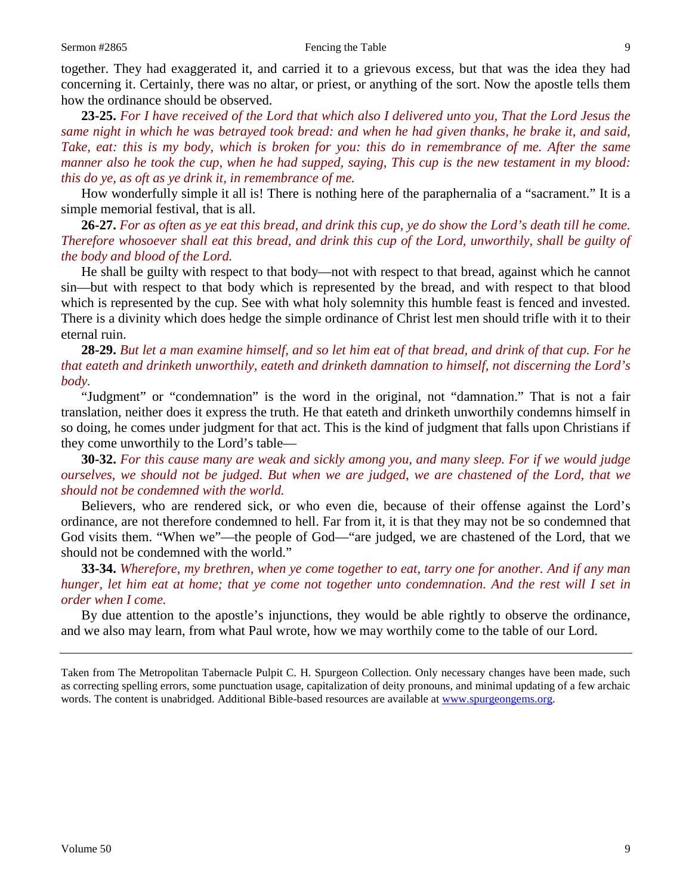together. They had exaggerated it, and carried it to a grievous excess, but that was the idea they had concerning it. Certainly, there was no altar, or priest, or anything of the sort. Now the apostle tells them how the ordinance should be observed.

**23-25.** *For I have received of the Lord that which also I delivered unto you, That the Lord Jesus the same night in which he was betrayed took bread: and when he had given thanks, he brake it, and said, Take, eat: this is my body, which is broken for you: this do in remembrance of me. After the same manner also he took the cup, when he had supped, saying, This cup is the new testament in my blood: this do ye, as oft as ye drink it, in remembrance of me.*

How wonderfully simple it all is! There is nothing here of the paraphernalia of a "sacrament." It is a simple memorial festival, that is all.

**26-27.** *For as often as ye eat this bread, and drink this cup, ye do show the Lord's death till he come. Therefore whosoever shall eat this bread, and drink this cup of the Lord, unworthily, shall be guilty of the body and blood of the Lord.*

He shall be guilty with respect to that body—not with respect to that bread, against which he cannot sin—but with respect to that body which is represented by the bread, and with respect to that blood which is represented by the cup. See with what holy solemnity this humble feast is fenced and invested. There is a divinity which does hedge the simple ordinance of Christ lest men should trifle with it to their eternal ruin.

**28-29.** *But let a man examine himself, and so let him eat of that bread, and drink of that cup. For he that eateth and drinketh unworthily, eateth and drinketh damnation to himself, not discerning the Lord's body.*

"Judgment" or "condemnation" is the word in the original, not "damnation." That is not a fair translation, neither does it express the truth. He that eateth and drinketh unworthily condemns himself in so doing, he comes under judgment for that act. This is the kind of judgment that falls upon Christians if they come unworthily to the Lord's table—

**30-32.** *For this cause many are weak and sickly among you, and many sleep. For if we would judge ourselves, we should not be judged. But when we are judged, we are chastened of the Lord, that we should not be condemned with the world.*

Believers, who are rendered sick, or who even die, because of their offense against the Lord's ordinance, are not therefore condemned to hell. Far from it, it is that they may not be so condemned that God visits them. "When we"—the people of God—"are judged, we are chastened of the Lord, that we should not be condemned with the world."

**33-34.** *Wherefore, my brethren, when ye come together to eat, tarry one for another. And if any man hunger, let him eat at home; that ye come not together unto condemnation. And the rest will I set in order when I come.*

By due attention to the apostle's injunctions, they would be able rightly to observe the ordinance, and we also may learn, from what Paul wrote, how we may worthily come to the table of our Lord.

---

Taken from The Metropolitan Tabernacle Pulpit C. H. Spurgeon Collection. Only necessary changes have been made, such as correcting spelling errors, some punctuation usage, capitalization of deity pronouns, and minimal updating of a few archaic words. The content is unabridged. Additional Bible-based resources are available at www.spurgeongems.org.